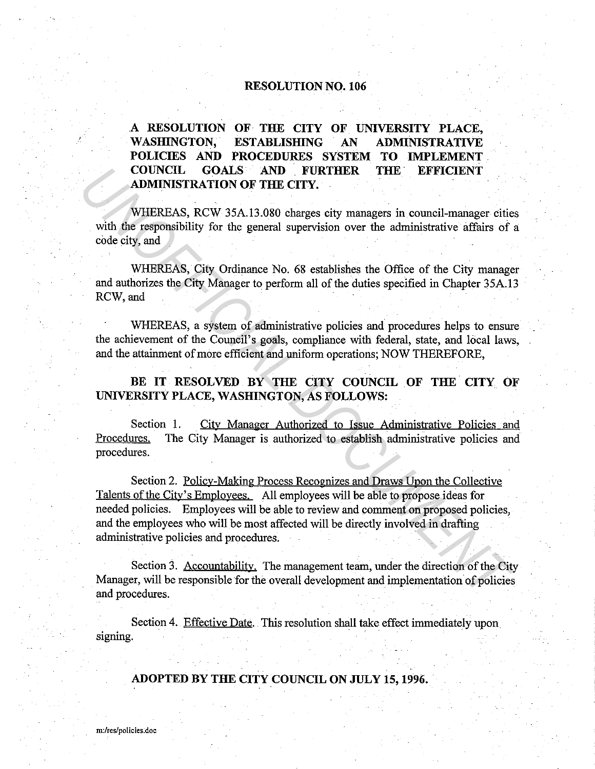# RESOLUTION NO. 106

**A RESOLUTION OF THE CITY OF UNIVERSITY PLACE, WASHINGTON, ESTABLISHING AN ADMINISTRATIVE POLICIES AND PROCEDURES SYSTEM TO IMPLEMENT COUNCIL GOALS AND FURTHER THE EFFICIENT ADMINISTRATION OF THE CITY.**

WHEREAS, RCW 35A.13.080 charges city managers in council-manager cities with the responsibility for the general supervision over the administrative affairs of a code city, and

WHEREAS, City Ordinance No. 68 establishes the Office of the City manager and authorizes the City Manager to perform all of the duties specified in Chapter 35A.13 RCW, and

WHEREAS, a system of administrative policies and procedures helps to ensure the achievement of the Council's goals, compliance with federal, state, and local laws, and the attainment of more efficient and uniform operations; NOW THEREFORE,

**BE IT RESOLVED BY THE CITY COUNCIL OF THE CITY OF UNIVERSITY PLACE, WASHINGTON, AS FOLLOWS:**

Section 1. City Manager Authorized to Issue Administrative Policies and Procedures. The City Manager is authorized to establish administrative policies and procedures.

Section 2. Policy-Making Process Recognizes and Draws Upon the Collective Talents of the City's Employees. All employees will be able to propose ideas for needed policies. Employees will be able to review and comment on proposed policies, and the employees who will be most affected will be directly involved in drafting administrative policies and procedures.

Section 3. Accountability. The management team, under the direction of the City Manager, will be responsible for the overall development and implementation of policies and procedures.

Section 4. Effective Date. This resolution shall take effect immediately upon signing.

**ADOPTED BY THE CITY COUNCIL ON JULY 15, 1996.**

m:/res/policies.doc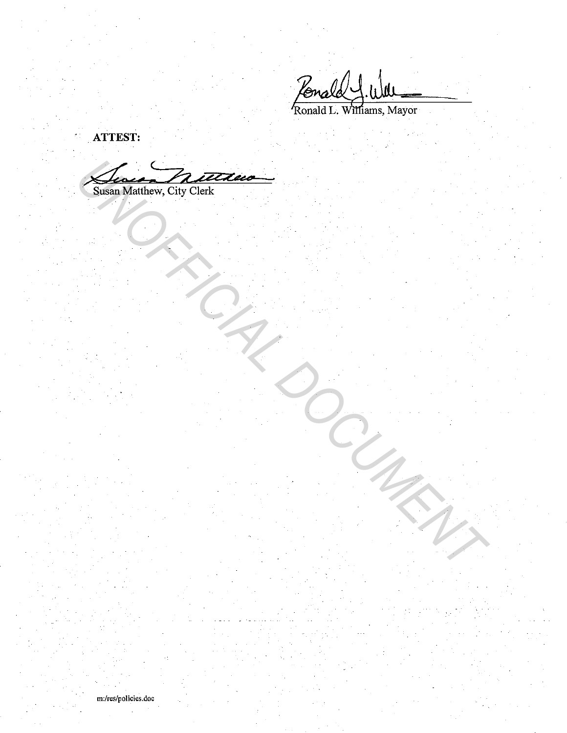Ronald L. Williams, Mayor

**ATTEST:**

Susan Matthew, City Clerk

UNOFFICIAL DOCUMENT

m:/res/policies.doc